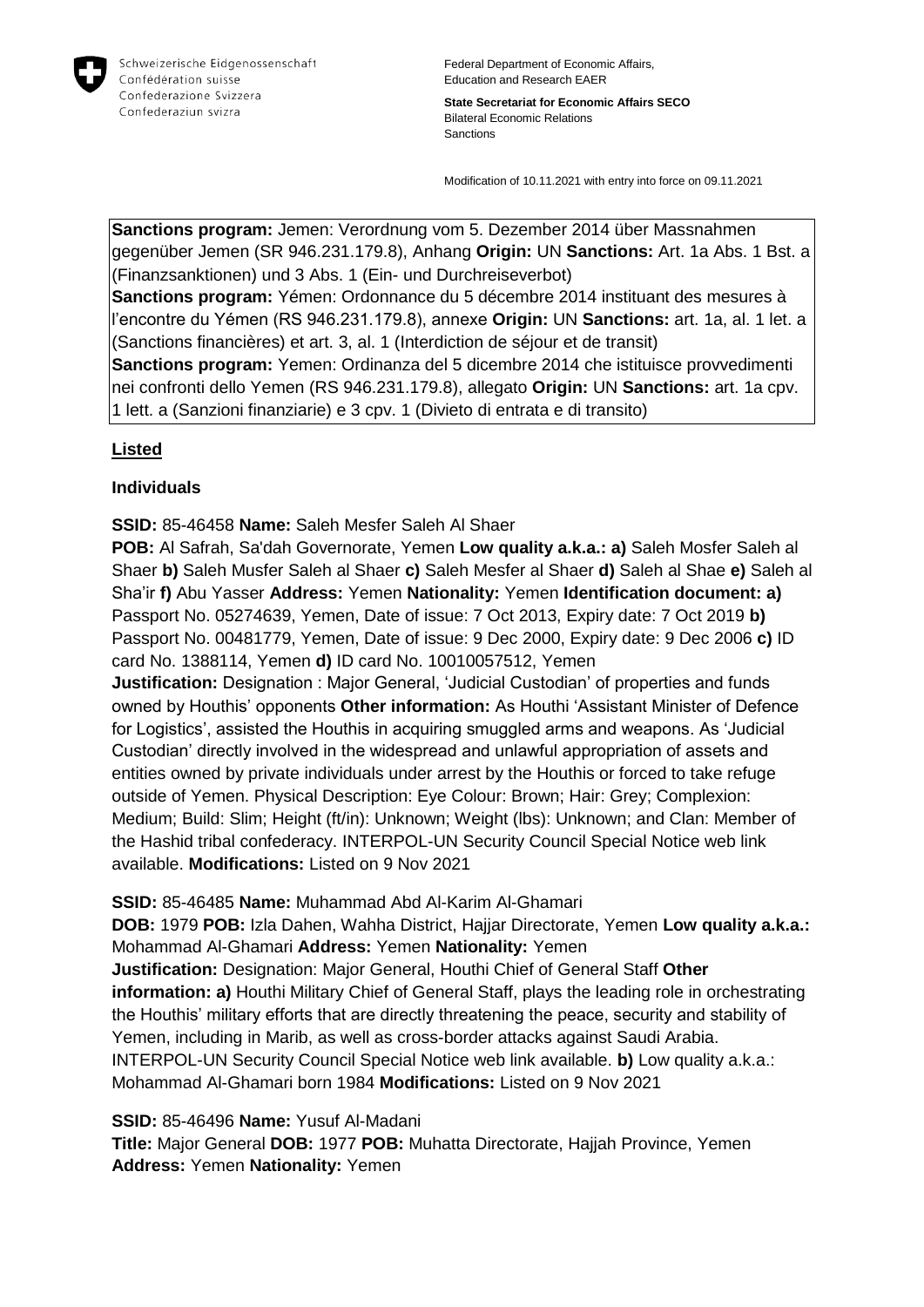Schweizerische Eidgenossenschaft
Confédération suisse
Confederazione Svizzera
Confederaziun svizra

Federal Department of Economic Affairs, Education and Research EAER

**State Secretariat for Economic Affairs SECO**
Bilateral Economic Relations
Sanctions

Modification of 10.11.2021 with entry into force on 09.11.2021

**Sanctions program:** Jemen: Verordnung vom 5. Dezember 2014 über Massnahmen gegenüber Jemen (SR 946.231.179.8), Anhang **Origin:** UN **Sanctions:** Art. 1a Abs. 1 Bst. a (Finanzsanktionen) und 3 Abs. 1 (Ein- und Durchreiseverbot)
**Sanctions program:** Yémen: Ordonnance du 5 décembre 2014 instituant des mesures à l'encontre du Yémen (RS 946.231.179.8), annexe **Origin:** UN **Sanctions:** art. 1a, al. 1 let. a (Sanctions financières) et art. 3, al. 1 (Interdiction de séjour et de transit)
**Sanctions program:** Yemen: Ordinanza del 5 dicembre 2014 che istituisce provvedimenti nei confronti dello Yemen (RS 946.231.179.8), allegato **Origin:** UN **Sanctions:** art. 1a cpv. 1 lett. a (Sanzioni finanziarie) e 3 cpv. 1 (Divieto di entrata e di transito)

## Listed

### Individuals

**SSID:** 85-46458 **Name:** Saleh Mesfer Saleh Al Shaer
**POB:** Al Safrah, Sa'dah Governorate, Yemen **Low quality a.k.a.: a)** Saleh Mosfer Saleh al Shaer **b)** Saleh Musfer Saleh al Shaer **c)** Saleh Mesfer al Shaer **d)** Saleh al Shae **e)** Saleh al Sha'ir **f)** Abu Yasser **Address:** Yemen **Nationality:** Yemen **Identification document: a)** Passport No. 05274639, Yemen, Date of issue: 7 Oct 2013, Expiry date: 7 Oct 2019 **b)** Passport No. 00481779, Yemen, Date of issue: 9 Dec 2000, Expiry date: 9 Dec 2006 **c)** ID card No. 1388114, Yemen **d)** ID card No. 10010057512, Yemen
**Justification:** Designation : Major General, 'Judicial Custodian' of properties and funds owned by Houthis' opponents **Other information:** As Houthi 'Assistant Minister of Defence for Logistics', assisted the Houthis in acquiring smuggled arms and weapons. As 'Judicial Custodian' directly involved in the widespread and unlawful appropriation of assets and entities owned by private individuals under arrest by the Houthis or forced to take refuge outside of Yemen. Physical Description: Eye Colour: Brown; Hair: Grey; Complexion: Medium; Build: Slim; Height (ft/in): Unknown; Weight (lbs): Unknown; and Clan: Member of the Hashid tribal confederacy. INTERPOL-UN Security Council Special Notice web link available. **Modifications:** Listed on 9 Nov 2021

**SSID:** 85-46485 **Name:** Muhammad Abd Al-Karim Al-Ghamari
**DOB:** 1979 **POB:** Izla Dahen, Wahha District, Hajjar Directorate, Yemen **Low quality a.k.a.:** Mohammad Al-Ghamari **Address:** Yemen **Nationality:** Yemen
**Justification:** Designation: Major General, Houthi Chief of General Staff **Other information: a)** Houthi Military Chief of General Staff, plays the leading role in orchestrating the Houthis' military efforts that are directly threatening the peace, security and stability of Yemen, including in Marib, as well as cross-border attacks against Saudi Arabia. INTERPOL-UN Security Council Special Notice web link available. **b)** Low quality a.k.a.: Mohammad Al-Ghamari born 1984 **Modifications:** Listed on 9 Nov 2021

**SSID:** 85-46496 **Name:** Yusuf Al-Madani
**Title:** Major General **DOB:** 1977 **POB:** Muhatta Directorate, Hajjah Province, Yemen **Address:** Yemen **Nationality:** Yemen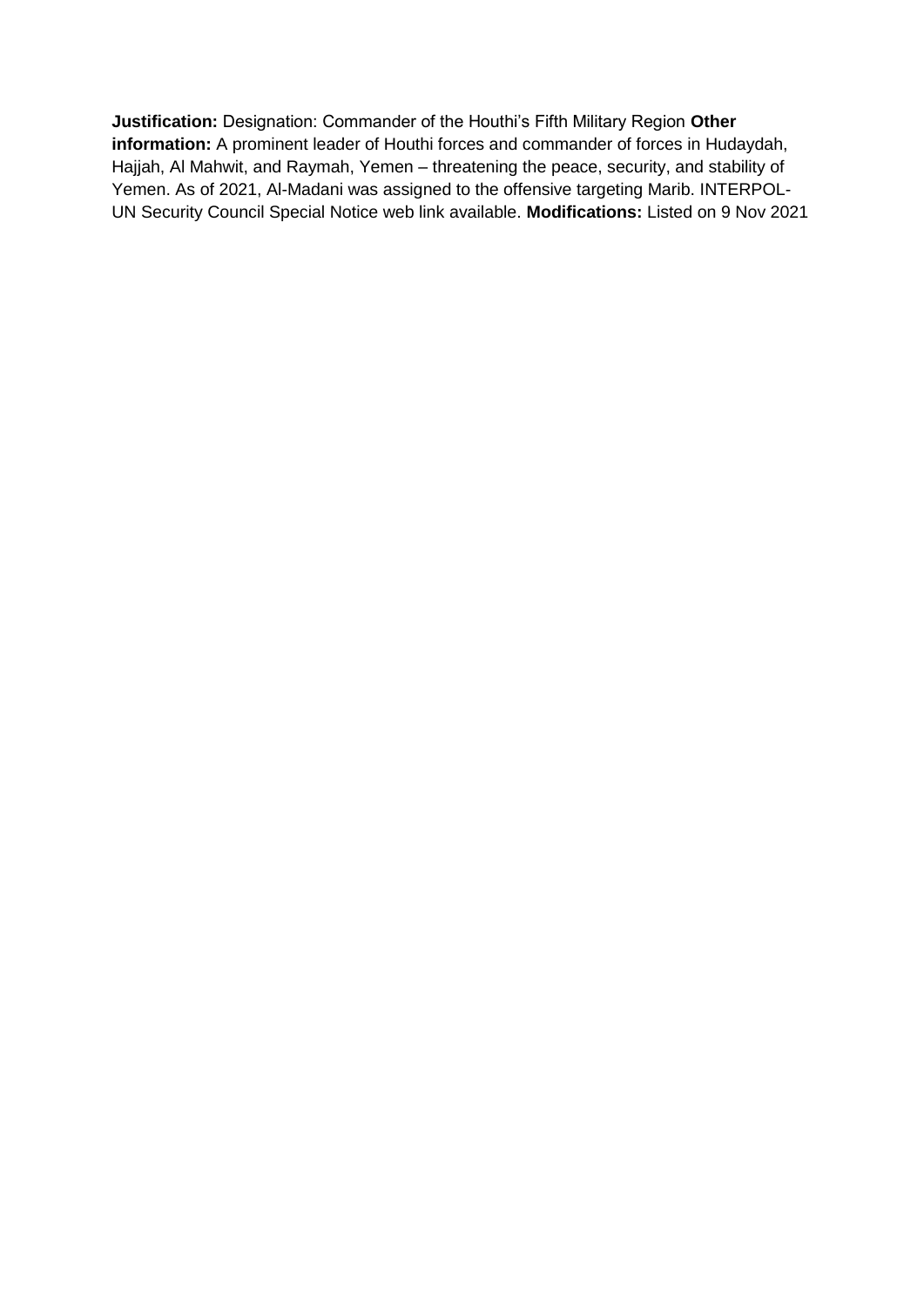**Justification:** Designation: Commander of the Houthi's Fifth Military Region **Other information:** A prominent leader of Houthi forces and commander of forces in Hudaydah, Hajjah, Al Mahwit, and Raymah, Yemen – threatening the peace, security, and stability of Yemen. As of 2021, Al-Madani was assigned to the offensive targeting Marib. INTERPOL-UN Security Council Special Notice web link available. **Modifications:** Listed on 9 Nov 2021